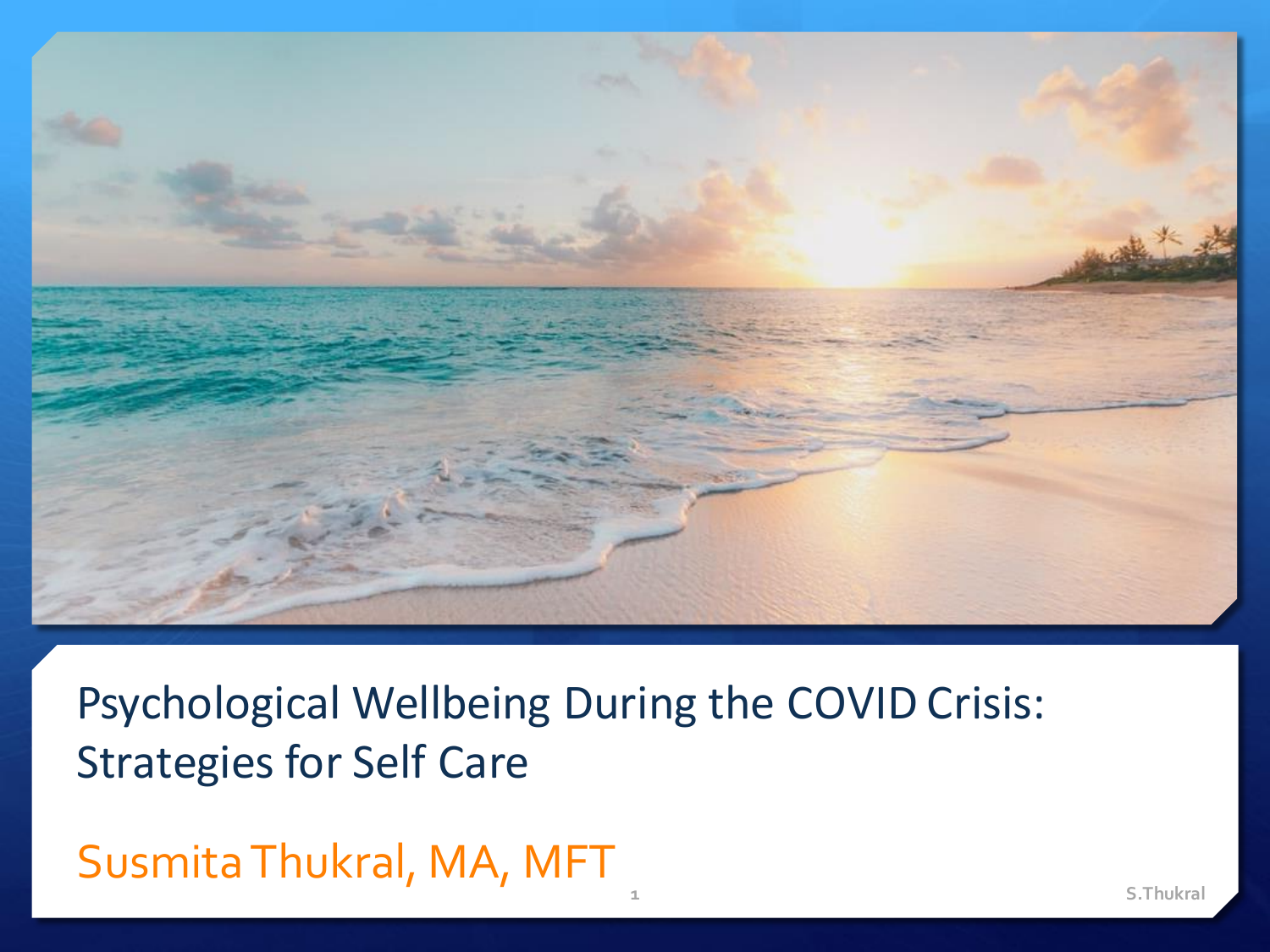# Psychological Wellbeing During the COVID Crisis: Strategies for Self Care

Susmita Thukral, MA, MFT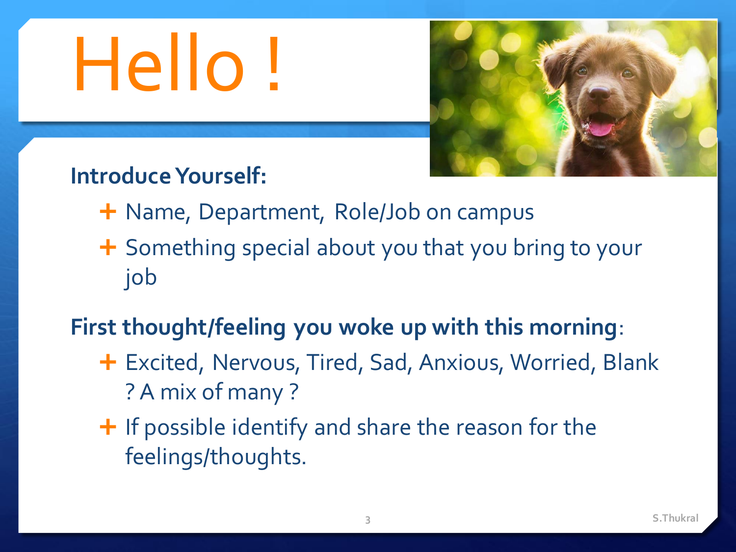# Hello !

**Introduce Yourself:**

- Name, Department, Role/Job on campus
- Something special about you that you bring to your job

**First thought/feeling you woke up with this morning**:

- Excited, Nervous, Tired, Sad, Anxious, Worried, Blank ? A mix of many ?
- If possible identify and share the reason for the feelings/thoughts.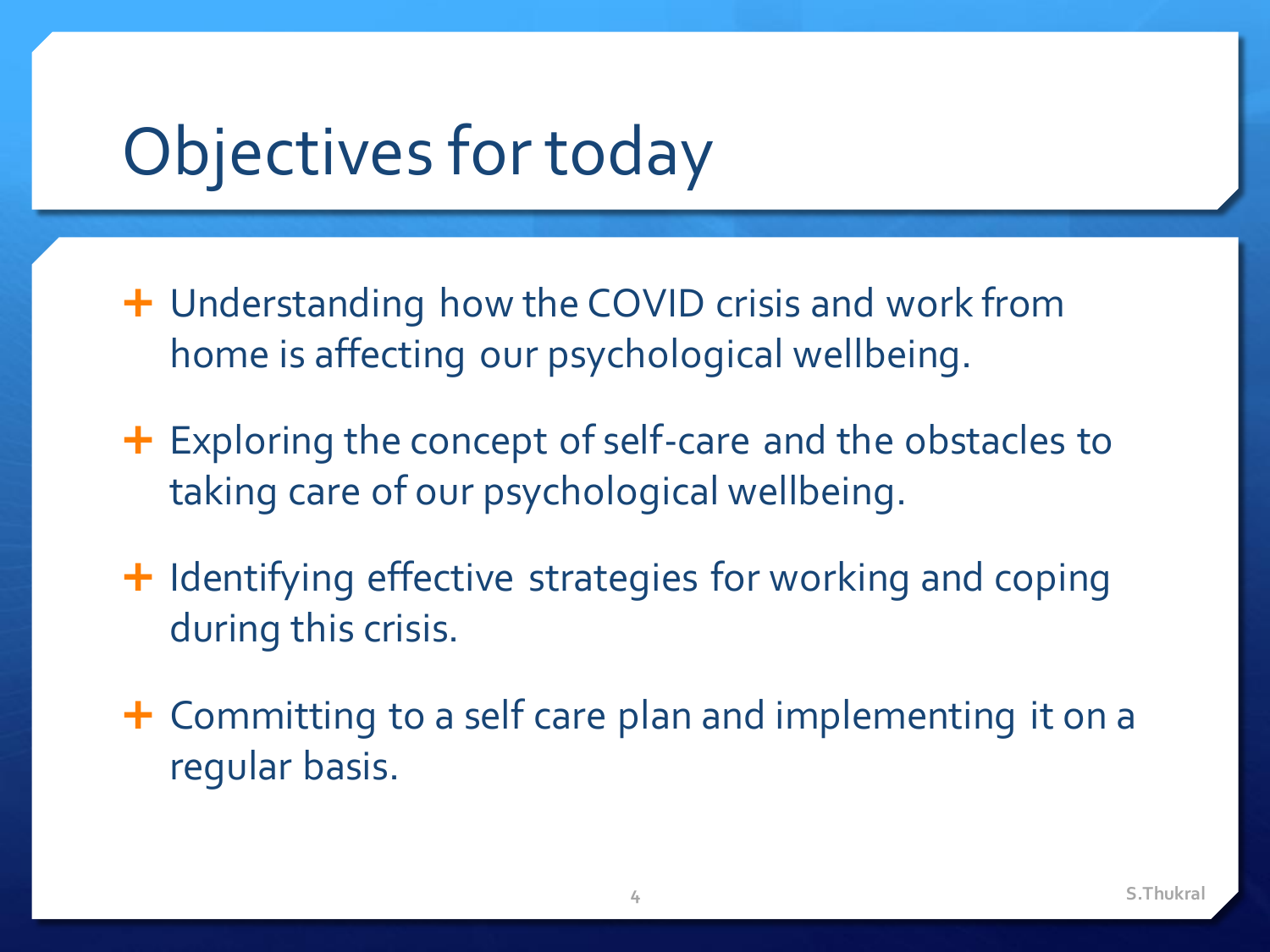# Objectives for today

- Understanding how the COVID crisis and work from home is affecting our psychological wellbeing.
- Exploring the concept of self-care and the obstacles to taking care of our psychological wellbeing.
- Identifying effective strategies for working and coping during this crisis.
- Committing to a self care plan and implementing it on a regular basis.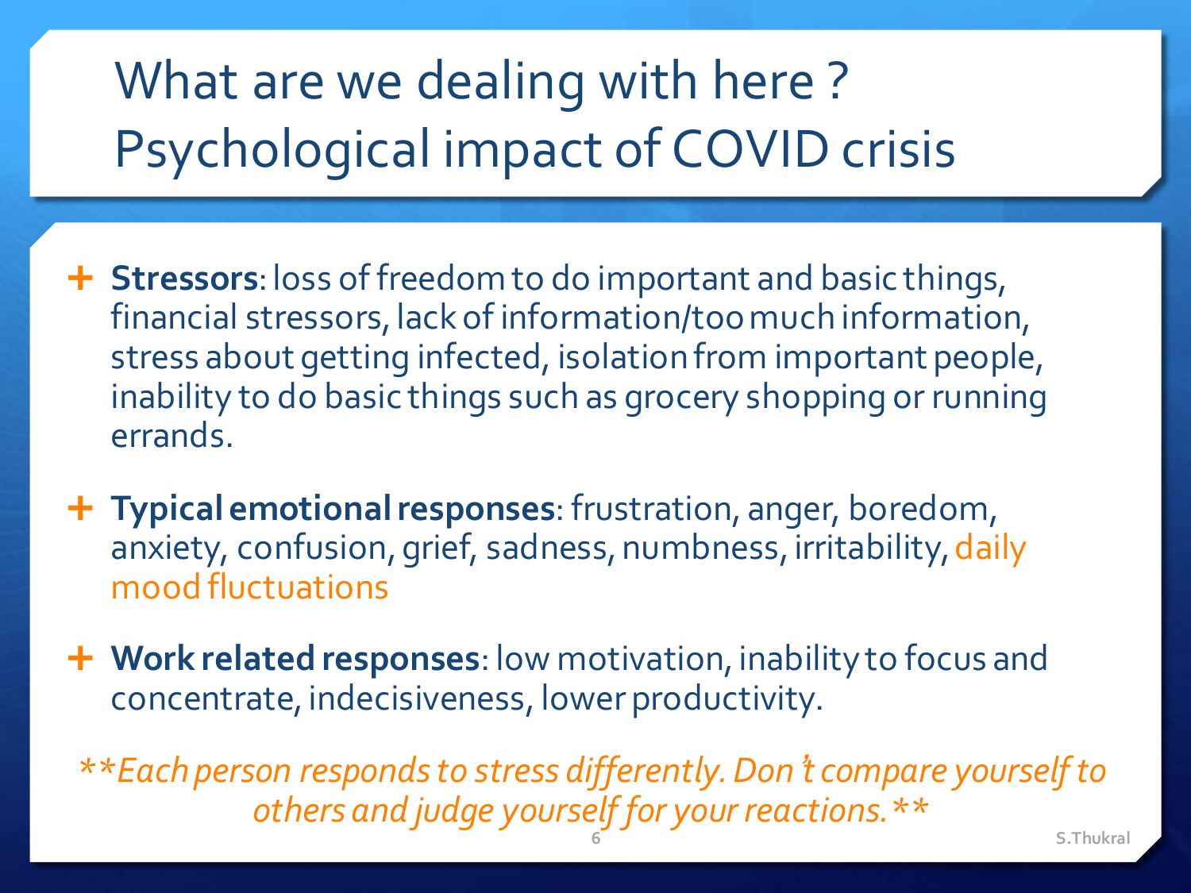# What are we dealing with here ? Psychological impact of COVID crisis

- **Stressors**: loss of freedom to do important and basic things, financial stressors, lack of information/too much information, stress about getting infected, isolation from important people, inability to do basic things such as grocery shopping or running errands.

- **Typical emotional responses**: frustration, anger, boredom, anxiety, confusion, grief, sadness, numbness, irritability, daily mood fluctuations

- **Work related responses**: low motivation, inability to focus and concentrate, indecisiveness, lower productivity.

*\*\*Each person responds to stress differently. Don't compare yourself to others and judge yourself for your reactions.\*\**

S.Thukral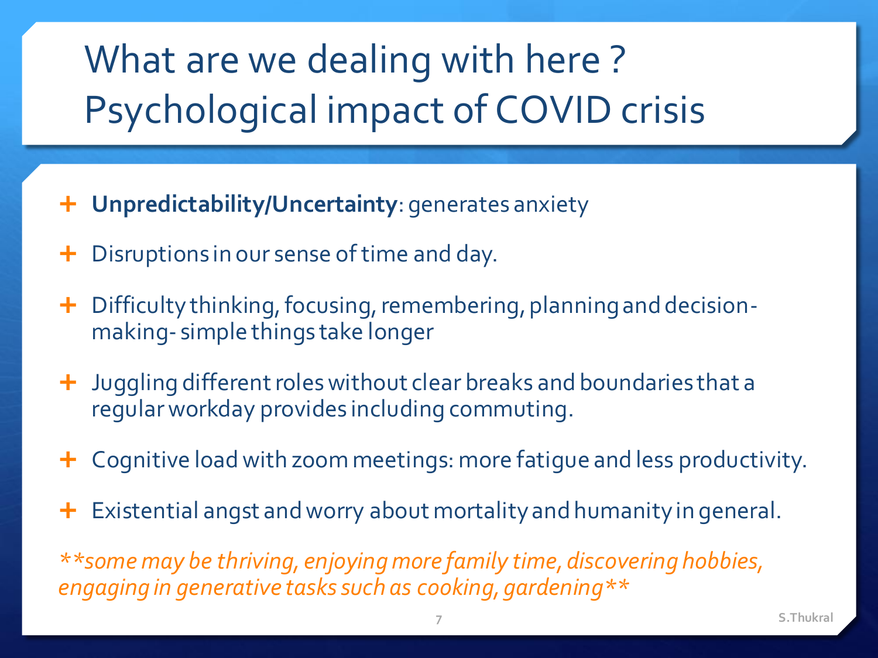# What are we dealing with here ? Psychological impact of COVID crisis

- **Unpredictability/Uncertainty**: generates anxiety
- Disruptions in our sense of time and day.
- Difficulty thinking, focusing, remembering, planning and decision-making- simple things take longer
- Juggling different roles without clear breaks and boundaries that a regular workday provides including commuting.
- Cognitive load with zoom meetings: more fatigue and less productivity.
- Existential angst and worry about mortality and humanity in general.

*\*\*some may be thriving, enjoying more family time, discovering hobbies, engaging in generative tasks such as cooking, gardening\*\**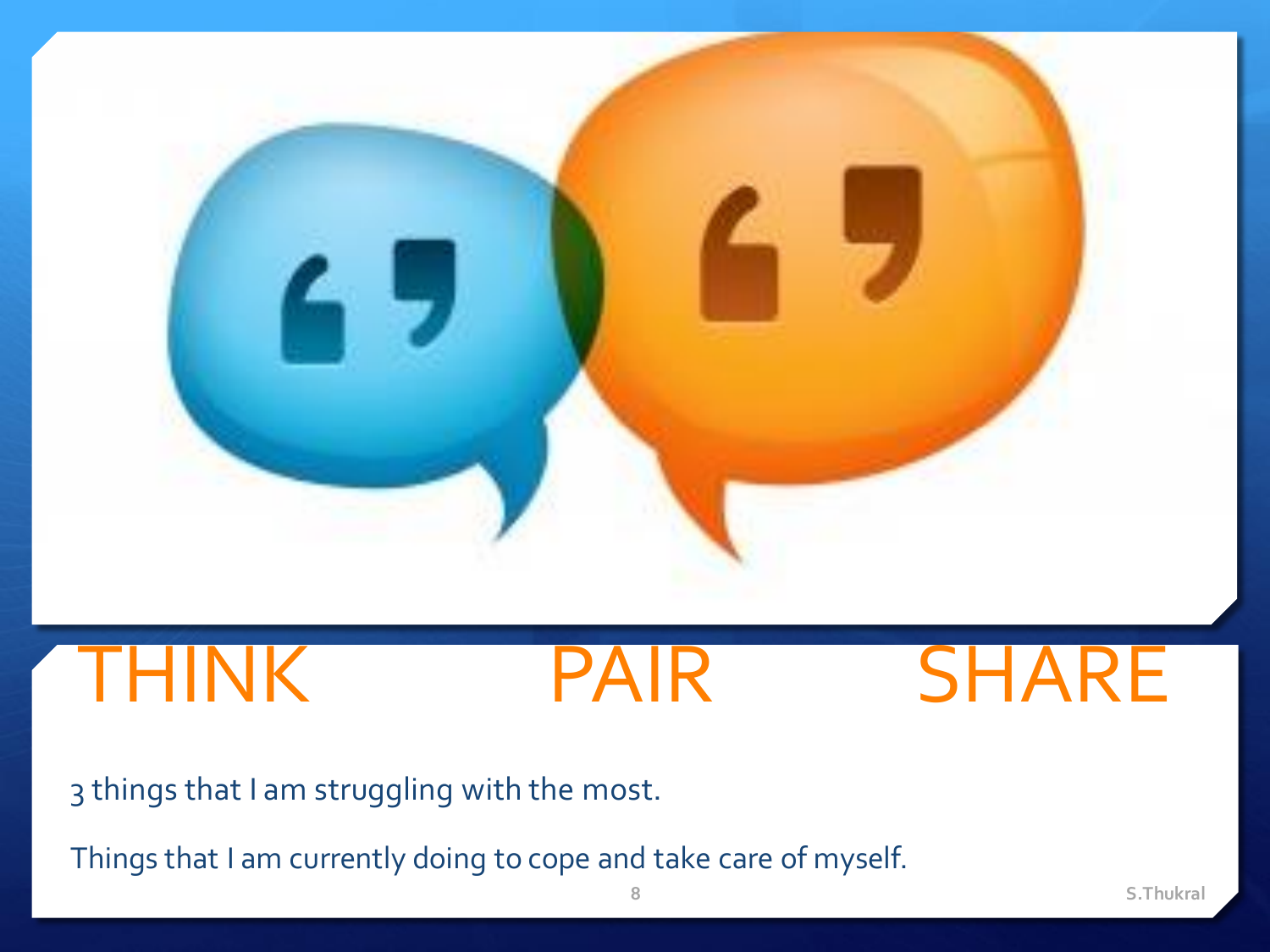# THINK PAIR SHARE

3 things that I am struggling with the most.

Things that I am currently doing to cope and take care of myself.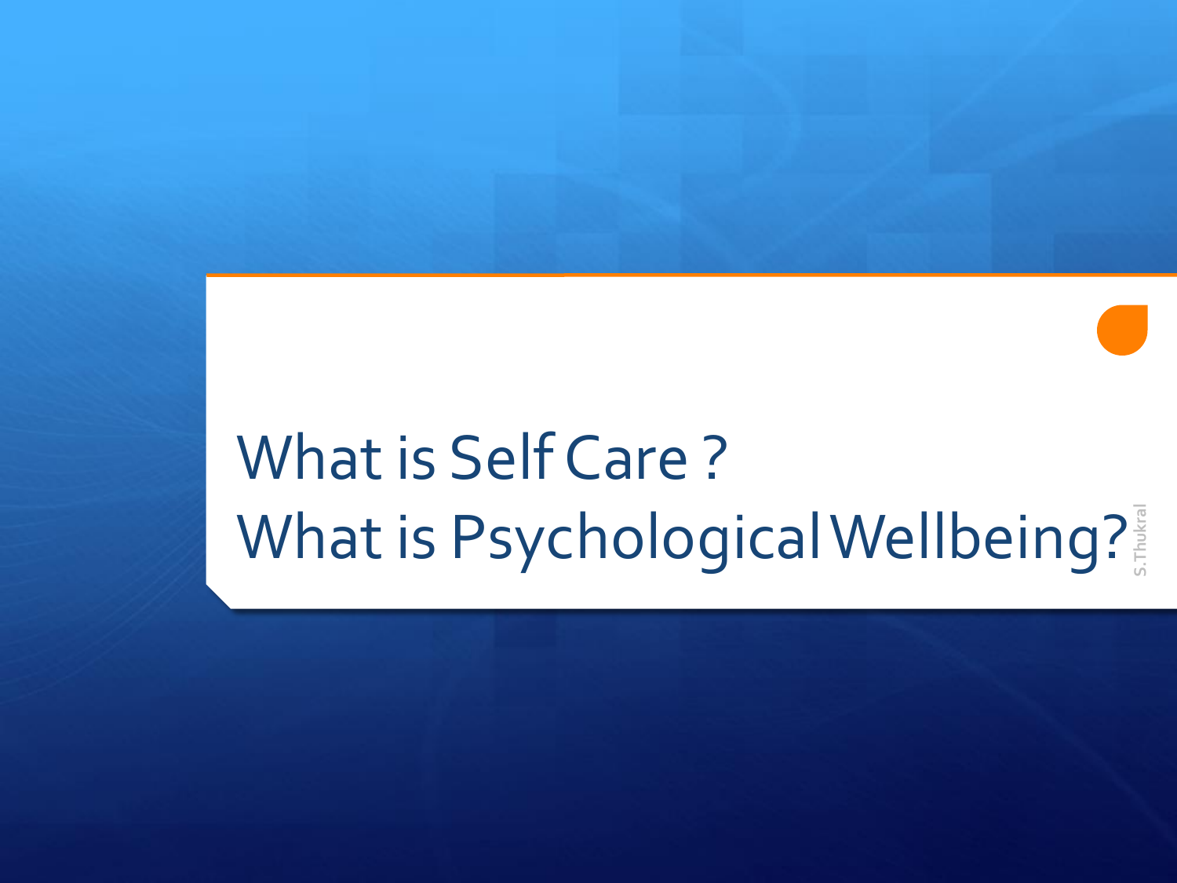# What is Self Care ?
# What is Psychological Wellbeing?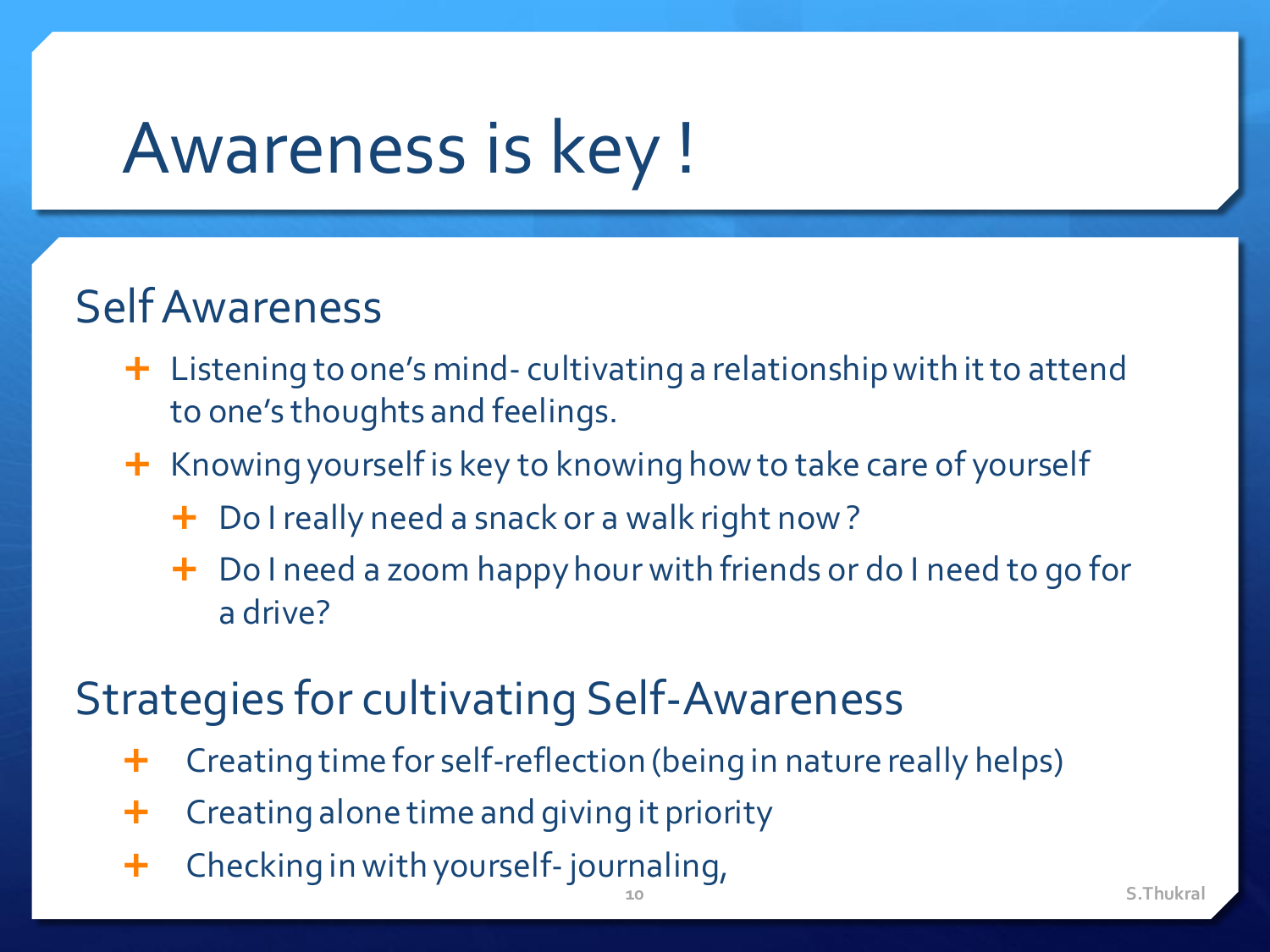# Awareness is key !

## Self Awareness

- Listening to one's mind- cultivating a relationship with it to attend to one's thoughts and feelings.
- Knowing yourself is key to knowing how to take care of yourself
  - Do I really need a snack or a walk right now ?
  - Do I need a zoom happy hour with friends or do I need to go for a drive?

## Strategies for cultivating Self-Awareness

- Creating time for self-reflection (being in nature really helps)
- Creating alone time and giving it priority
- Checking in with yourself- journaling,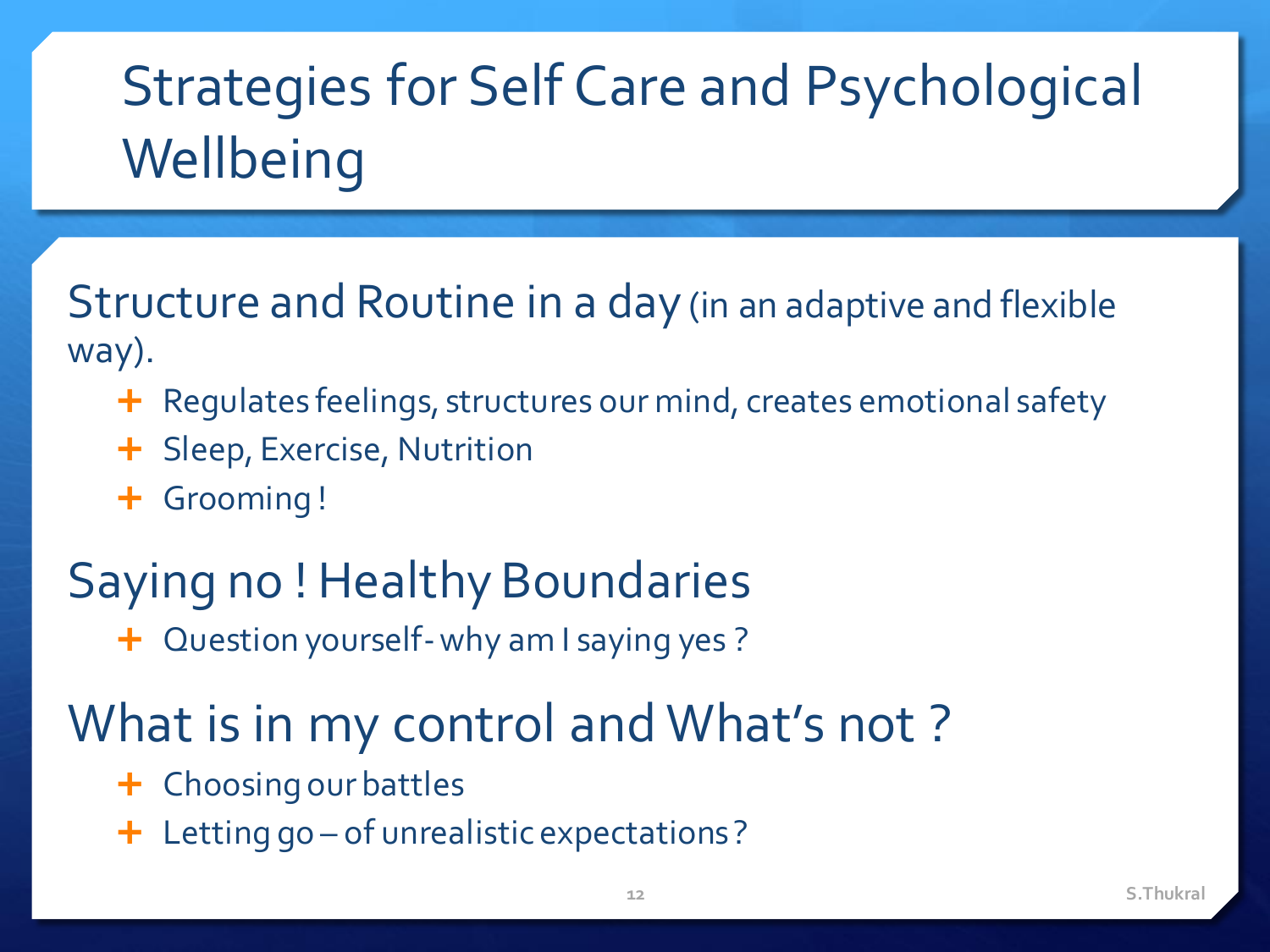# Strategies for Self Care and Psychological Wellbeing

## Structure and Routine in a day (in an adaptive and flexible way).

- Regulates feelings, structures our mind, creates emotional safety
- Sleep, Exercise, Nutrition
- Grooming !

## Saying no ! Healthy Boundaries

- Question yourself - why am I saying yes ?

## What is in my control and What's not ?

- Choosing our battles
- Letting go – of unrealistic expectations ?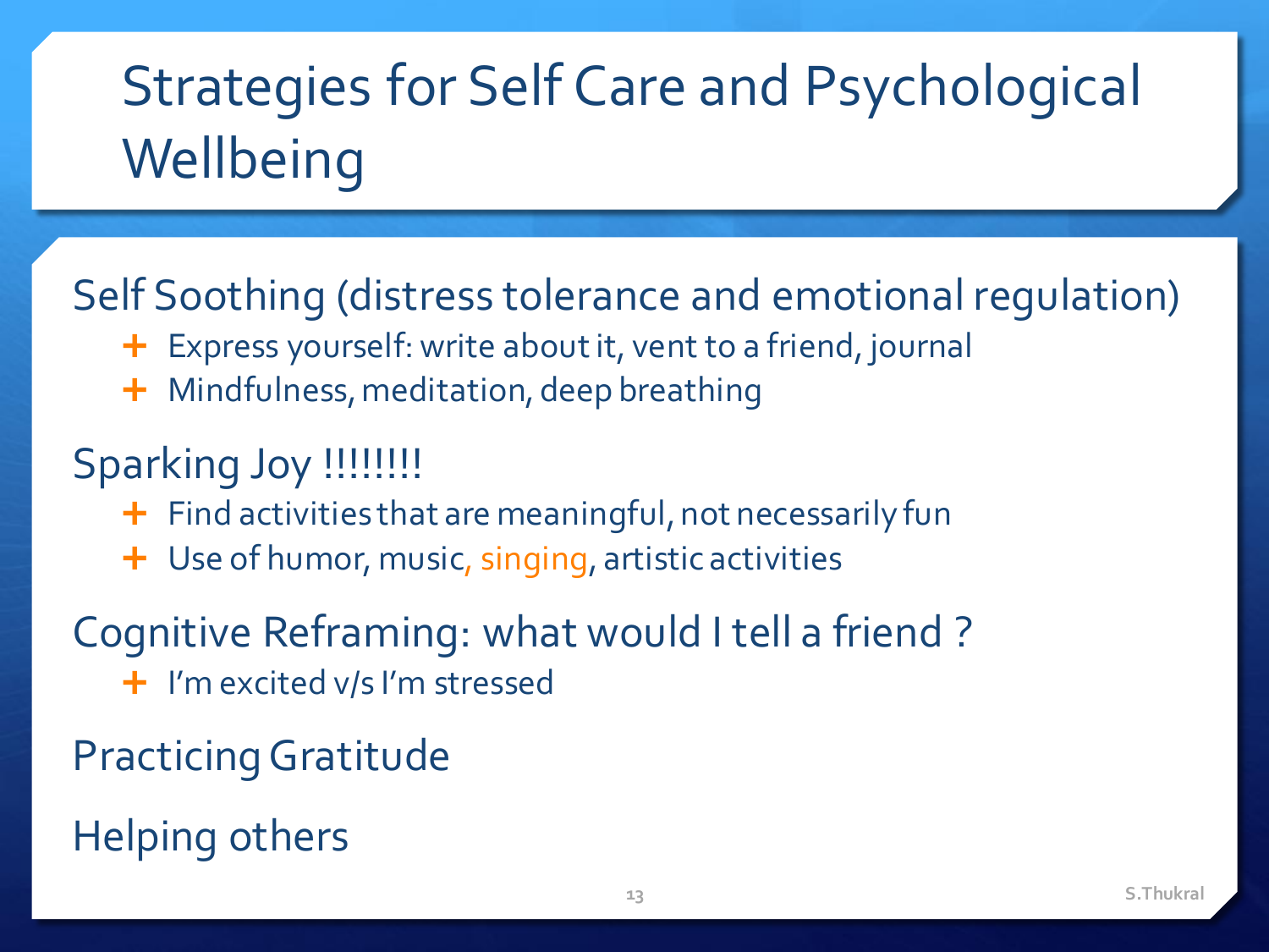# Strategies for Self Care and Psychological Wellbeing

Self Soothing (distress tolerance and emotional regulation)

- Express yourself: write about it, vent to a friend, journal
- Mindfulness, meditation, deep breathing

Sparking Joy !!!!!!!!

- Find activities that are meaningful, not necessarily fun
- Use of humor, music, singing, artistic activities

Cognitive Reframing: what would I tell a friend ?

- I'm excited v/s I'm stressed

Practicing Gratitude

Helping others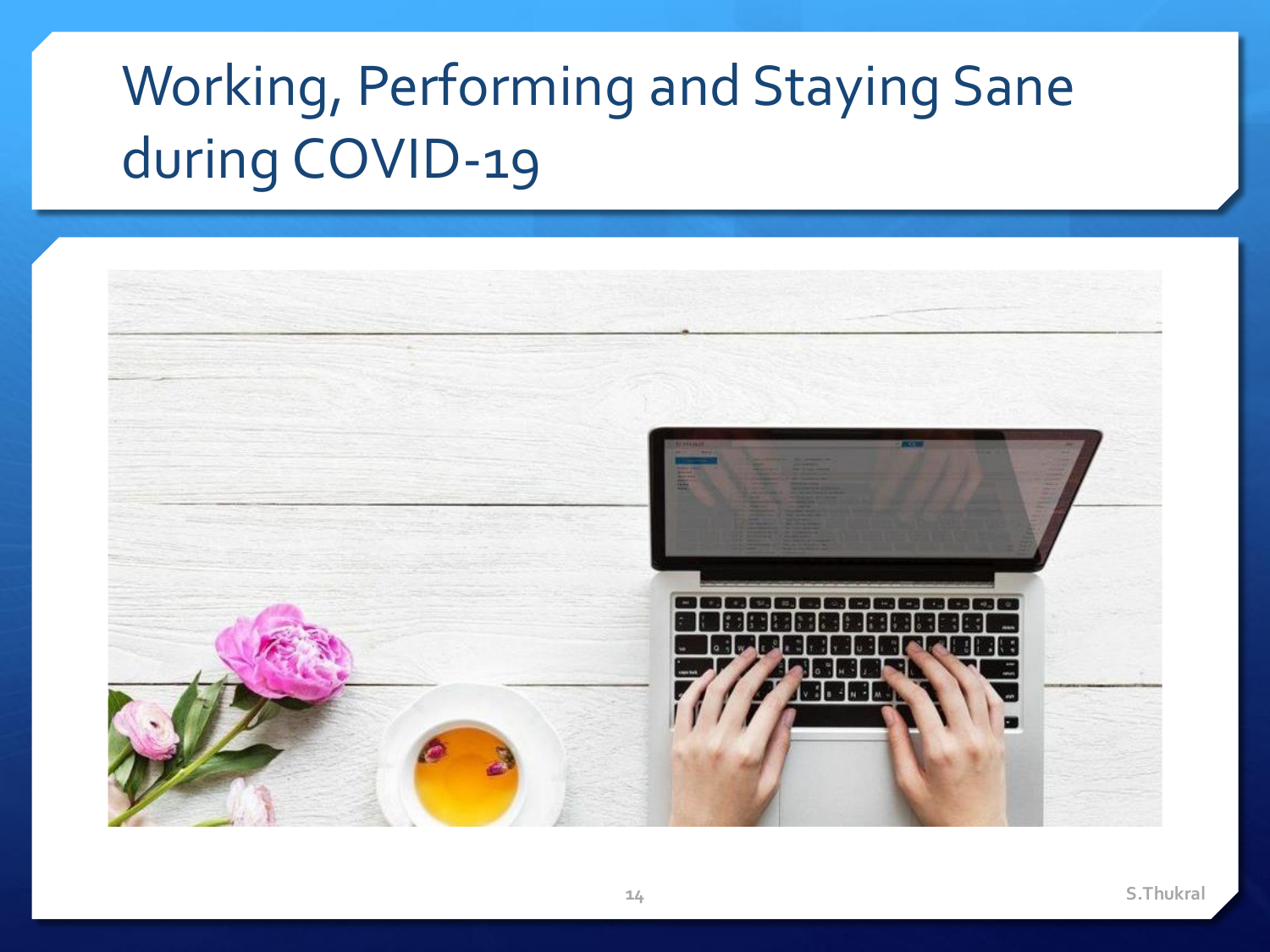# Working, Performing and Staying Sane during COVID-19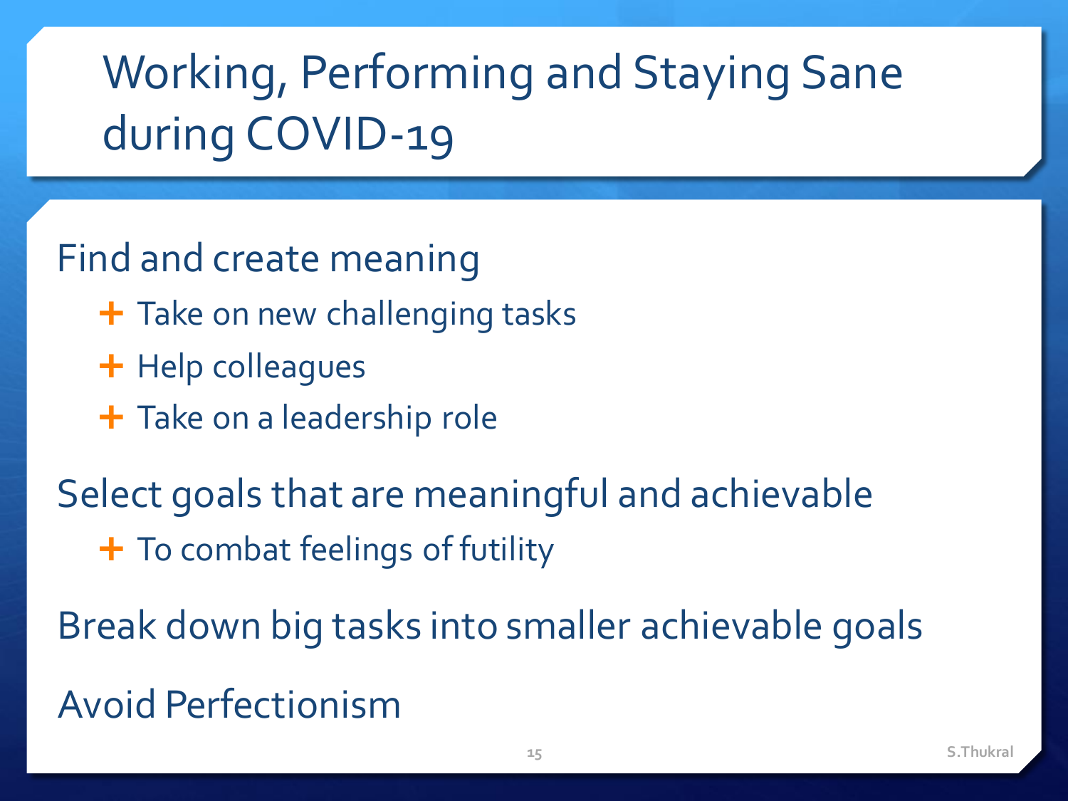# Working, Performing and Staying Sane during COVID-19

Find and create meaning

- Take on new challenging tasks
- Help colleagues
- Take on a leadership role

Select goals that are meaningful and achievable

- To combat feelings of futility

Break down big tasks into smaller achievable goals

Avoid Perfectionism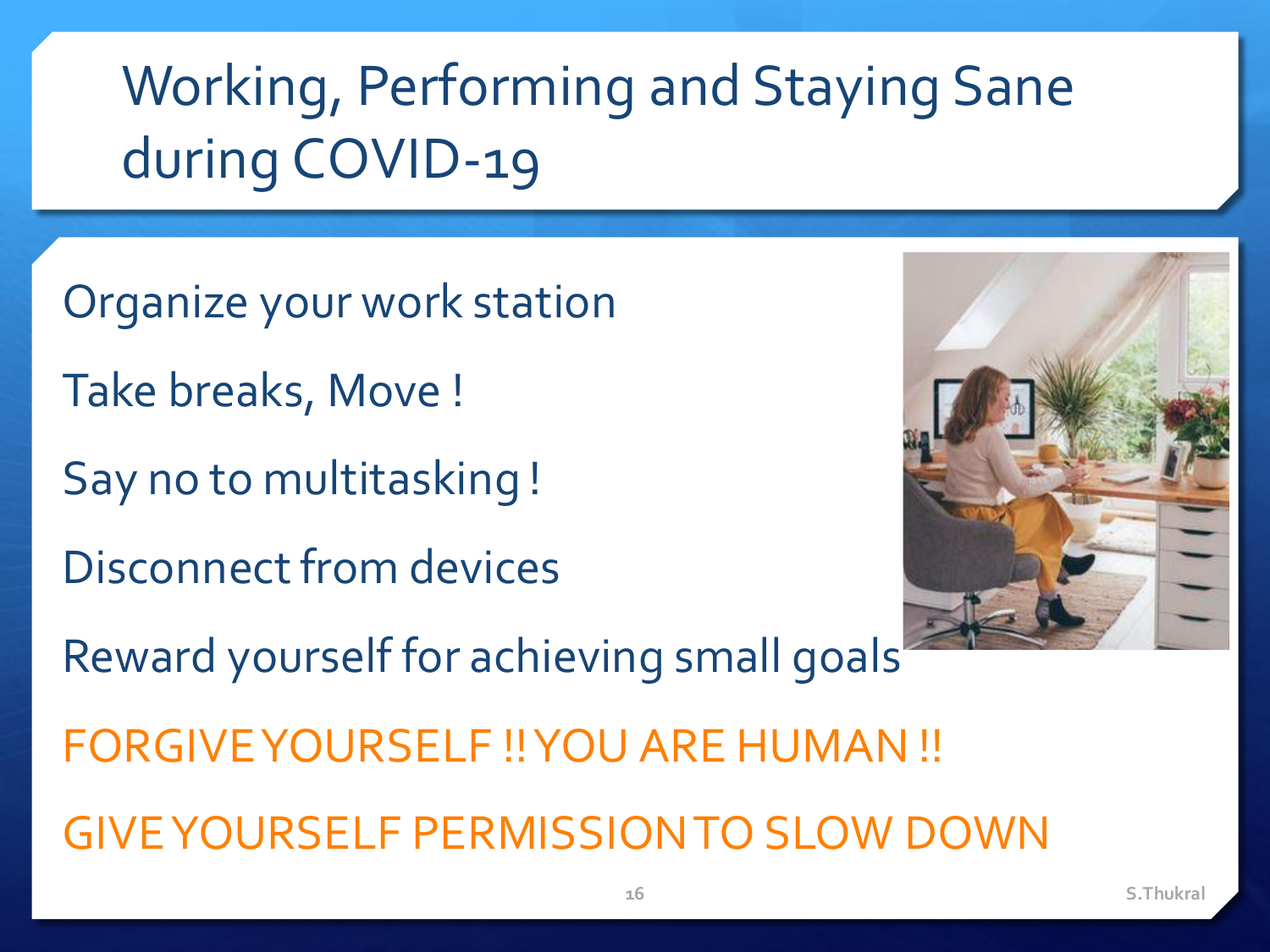# Working, Performing and Staying Sane during COVID-19

Organize your work station

Take breaks, Move !

Say no to multitasking !

Disconnect from devices

Reward yourself for achieving small goals

FORGIVE YOURSELF !! YOU ARE HUMAN !!

GIVE YOURSELF PERMISSION TO SLOW DOWN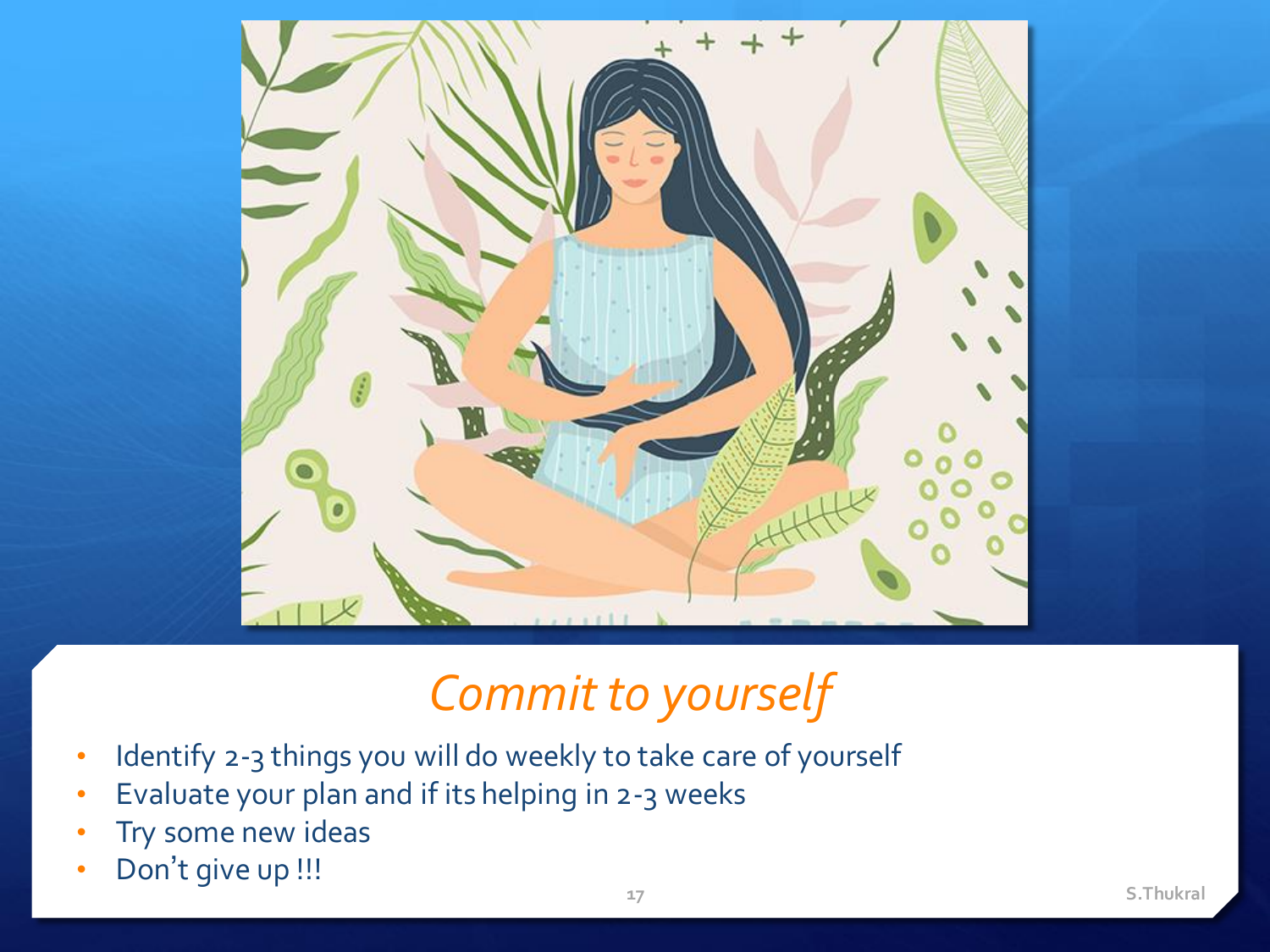# Commit to yourself

- Identify 2-3 things you will do weekly to take care of yourself
- Evaluate your plan and if its helping in 2-3 weeks
- Try some new ideas
- Don't give up !!!